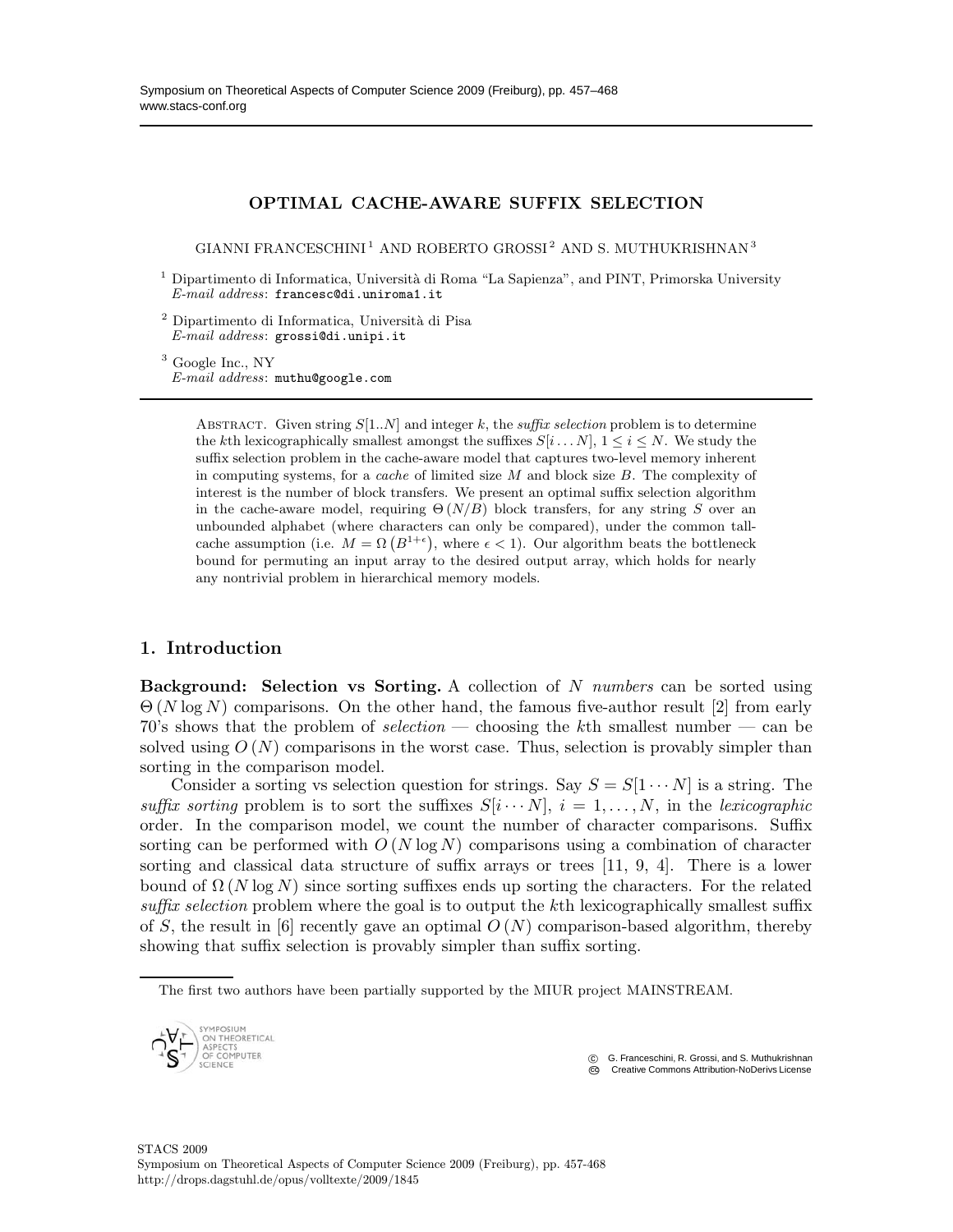# OPTIMAL CACHE-AWARE SUFFIX SELECTION

GIANNI FRANCESCHINI [1] AND ROBERTO GROSSI [2] AND S. MUTHUKRISHNAN [3]

[1] Dipartimento di Informatica, Università di Roma "La Sapienza", and PINT, Primorska University
*E-mail address*: francesc@di.uniroma1.it

[2] Dipartimento di Informatica, Università di Pisa
*E-mail address*: grossi@di.unipi.it

[3] Google Inc., NY
*E-mail address*: muthu@google.com

Abstract. Given string $S[1..N]$ and integer $k$, the *suffix selection* problem is to determine the $k$th lexicographically smallest amongst the suffixes $S[i \ldots N]$, $1 \leq i \leq N$. We study the suffix selection problem in the cache-aware model that captures two-level memory inherent in computing systems, for a *cache* of limited size $M$ and block size $B$. The complexity of interest is the number of block transfers. We present an optimal suffix selection algorithm in the cache-aware model, requiring $\Theta(N/B)$ block transfers, for any string $S$ over an unbounded alphabet (where characters can only be compared), under the common tall-cache assumption (i.e. $M = \Omega(B^{1+\epsilon})$, where $\epsilon < 1$). Our algorithm beats the bottleneck bound for permuting an input array to the desired output array, which holds for nearly any nontrivial problem in hierarchical memory models.

## 1. Introduction

**Background: Selection vs Sorting.** A collection of $N$ *numbers* can be sorted using $\Theta(N \log N)$ comparisons. On the other hand, the famous five-author result [2] from early 70's shows that the problem of *selection* — choosing the $k$th smallest number — can be solved using $O(N)$ comparisons in the worst case. Thus, selection is provably simpler than sorting in the comparison model.

Consider a sorting vs selection question for strings. Say $S = S[1 \cdots N]$ is a string. The *suffix sorting* problem is to sort the suffixes $S[i \cdots N]$, $i = 1, \ldots, N$, in the *lexicographic* order. In the comparison model, we count the number of character comparisons. Suffix sorting can be performed with $O(N \log N)$ comparisons using a combination of character sorting and classical data structure of suffix arrays or trees [11, 9, 4]. There is a lower bound of $\Omega(N \log N)$ since sorting suffixes ends up sorting the characters. For the related *suffix selection* problem where the goal is to output the $k$th lexicographically smallest suffix of $S$, the result in [6] recently gave an optimal $O(N)$ comparison-based algorithm, thereby showing that suffix selection is provably simpler than suffix sorting.

The first two authors have been partially supported by the MIUR project MAINSTREAM.

© G. Franceschini, R. Grossi, and S. Muthukrishnan
Creative Commons Attribution-NoDerivs License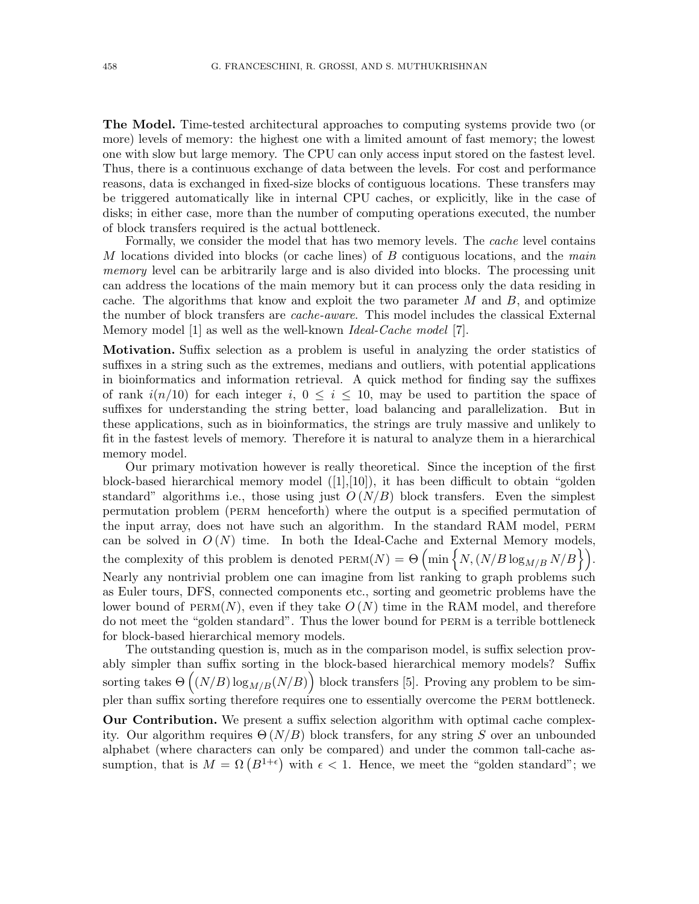**The Model.** Time-tested architectural approaches to computing systems provide two (or more) levels of memory: the highest one with a limited amount of fast memory; the lowest one with slow but large memory. The CPU can only access input stored on the fastest level. Thus, there is a continuous exchange of data between the levels. For cost and performance reasons, data is exchanged in fixed-size blocks of contiguous locations. These transfers may be triggered automatically like in internal CPU caches, or explicitly, like in the case of disks; in either case, more than the number of computing operations executed, the number of block transfers required is the actual bottleneck.

Formally, we consider the model that has two memory levels. The *cache* level contains $M$ locations divided into blocks (or cache lines) of $B$ contiguous locations, and the *main memory* level can be arbitrarily large and is also divided into blocks. The processing unit can address the locations of the main memory but it can process only the data residing in cache. The algorithms that know and exploit the two parameter $M$ and $B$, and optimize the number of block transfers are *cache-aware*. This model includes the classical External Memory model [1] as well as the well-known *Ideal-Cache model* [7].

**Motivation.** Suffix selection as a problem is useful in analyzing the order statistics of suffixes in a string such as the extremes, medians and outliers, with potential applications in bioinformatics and information retrieval. A quick method for finding say the suffixes of rank $i(n/10)$ for each integer $i$, $0 \leq i \leq 10$, may be used to partition the space of suffixes for understanding the string better, load balancing and parallelization. But in these applications, such as in bioinformatics, the strings are truly massive and unlikely to fit in the fastest levels of memory. Therefore it is natural to analyze them in a hierarchical memory model.

Our primary motivation however is really theoretical. Since the inception of the first block-based hierarchical memory model ([1],[10]), it has been difficult to obtain "golden standard" algorithms i.e., those using just $O(N/B)$ block transfers. Even the simplest permutation problem (PERM henceforth) where the output is a specified permutation of the input array, does not have such an algorithm. In the standard RAM model, PERM can be solved in $O(N)$ time. In both the Ideal-Cache and External Memory models, the complexity of this problem is denoted $\text{PERM}(N) = \Theta\left(\min\left\{N, (N/B \log_{M/B} N/B\right\}\right)$. Nearly any nontrivial problem one can imagine from list ranking to graph problems such as Euler tours, DFS, connected components etc., sorting and geometric problems have the lower bound of $\text{PERM}(N)$, even if they take $O(N)$ time in the RAM model, and therefore do not meet the "golden standard". Thus the lower bound for PERM is a terrible bottleneck for block-based hierarchical memory models.

The outstanding question is, much as in the comparison model, is suffix selection provably simpler than suffix sorting in the block-based hierarchical memory models? Suffix sorting takes $\Theta\left((N/B)\log_{M/B}(N/B)\right)$ block transfers [5]. Proving any problem to be simpler than suffix sorting therefore requires one to essentially overcome the PERM bottleneck.

**Our Contribution.** We present a suffix selection algorithm with optimal cache complexity. Our algorithm requires $\Theta(N/B)$ block transfers, for any string $S$ over an unbounded alphabet (where characters can only be compared) and under the common tall-cache assumption, that is $M = \Omega\left(B^{1+\epsilon}\right)$ with $\epsilon < 1$. Hence, we meet the "golden standard"; we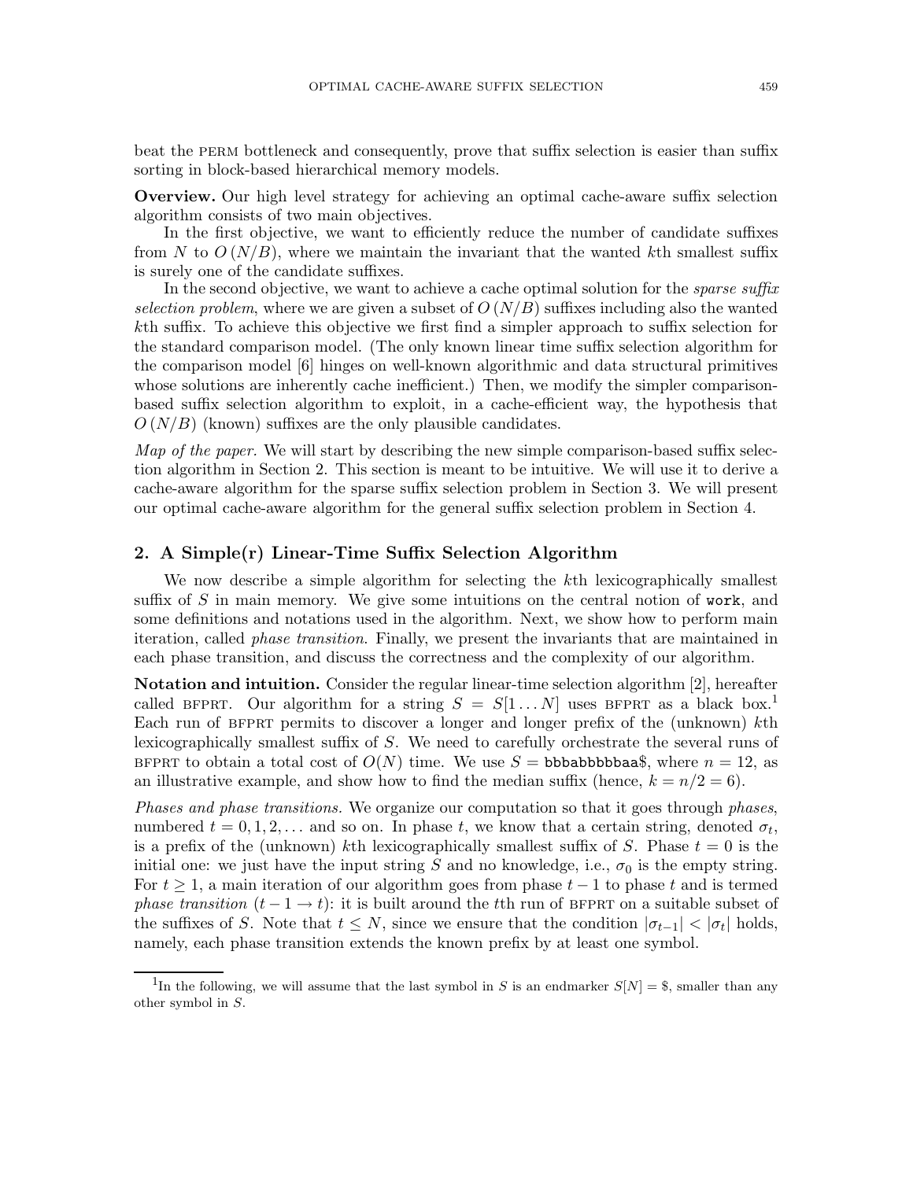beat the PERM bottleneck and consequently, prove that suffix selection is easier than suffix sorting in block-based hierarchical memory models.

**Overview.** Our high level strategy for achieving an optimal cache-aware suffix selection algorithm consists of two main objectives.

In the first objective, we want to efficiently reduce the number of candidate suffixes from $N$ to $O(N/B)$, where we maintain the invariant that the wanted $k$th smallest suffix is surely one of the candidate suffixes.

In the second objective, we want to achieve a cache optimal solution for the *sparse suffix selection problem*, where we are given a subset of $O(N/B)$ suffixes including also the wanted $k$th suffix. To achieve this objective we first find a simpler approach to suffix selection for the standard comparison model. (The only known linear time suffix selection algorithm for the comparison model [6] hinges on well-known algorithmic and data structural primitives whose solutions are inherently cache inefficient.) Then, we modify the simpler comparison-based suffix selection algorithm to exploit, in a cache-efficient way, the hypothesis that $O(N/B)$ (known) suffixes are the only plausible candidates.

*Map of the paper.* We will start by describing the new simple comparison-based suffix selection algorithm in Section 2. This section is meant to be intuitive. We will use it to derive a cache-aware algorithm for the sparse suffix selection problem in Section 3. We will present our optimal cache-aware algorithm for the general suffix selection problem in Section 4.

## 2. A Simple(r) Linear-Time Suffix Selection Algorithm

We now describe a simple algorithm for selecting the $k$th lexicographically smallest suffix of $S$ in main memory. We give some intuitions on the central notion of `work`, and some definitions and notations used in the algorithm. Next, we show how to perform main iteration, called *phase transition*. Finally, we present the invariants that are maintained in each phase transition, and discuss the correctness and the complexity of our algorithm.

**Notation and intuition.** Consider the regular linear-time selection algorithm [2], hereafter called BFPRT. Our algorithm for a string $S = S[1 \dots N]$ uses BFPRT as a black box.[1] Each run of BFPRT permits to discover a longer and longer prefix of the (unknown) $k$th lexicographically smallest suffix of $S$. We need to carefully orchestrate the several runs of BFPRT to obtain a total cost of $O(N)$ time. We use $S =$ `bbbabbbbbaa$`, where $n = 12$, as an illustrative example, and show how to find the median suffix (hence, $k = n/2 = 6$).

*Phases and phase transitions.* We organize our computation so that it goes through *phases*, numbered $t = 0, 1, 2, \dots$ and so on. In phase $t$, we know that a certain string, denoted $\sigma_t$, is a prefix of the (unknown) $k$th lexicographically smallest suffix of $S$. Phase $t = 0$ is the initial one: we just have the input string $S$ and no knowledge, i.e., $\sigma_0$ is the empty string. For $t \geq 1$, a main iteration of our algorithm goes from phase $t-1$ to phase $t$ and is termed *phase transition* $(t-1 \to t)$: it is built around the $t$th run of BFPRT on a suitable subset of the suffixes of $S$. Note that $t \leq N$, since we ensure that the condition $|\sigma_{t-1}| < |\sigma_t|$ holds, namely, each phase transition extends the known prefix by at least one symbol.

[1] In the following, we will assume that the last symbol in $S$ is an endmarker $S[N] = \$$, smaller than any other symbol in $S$.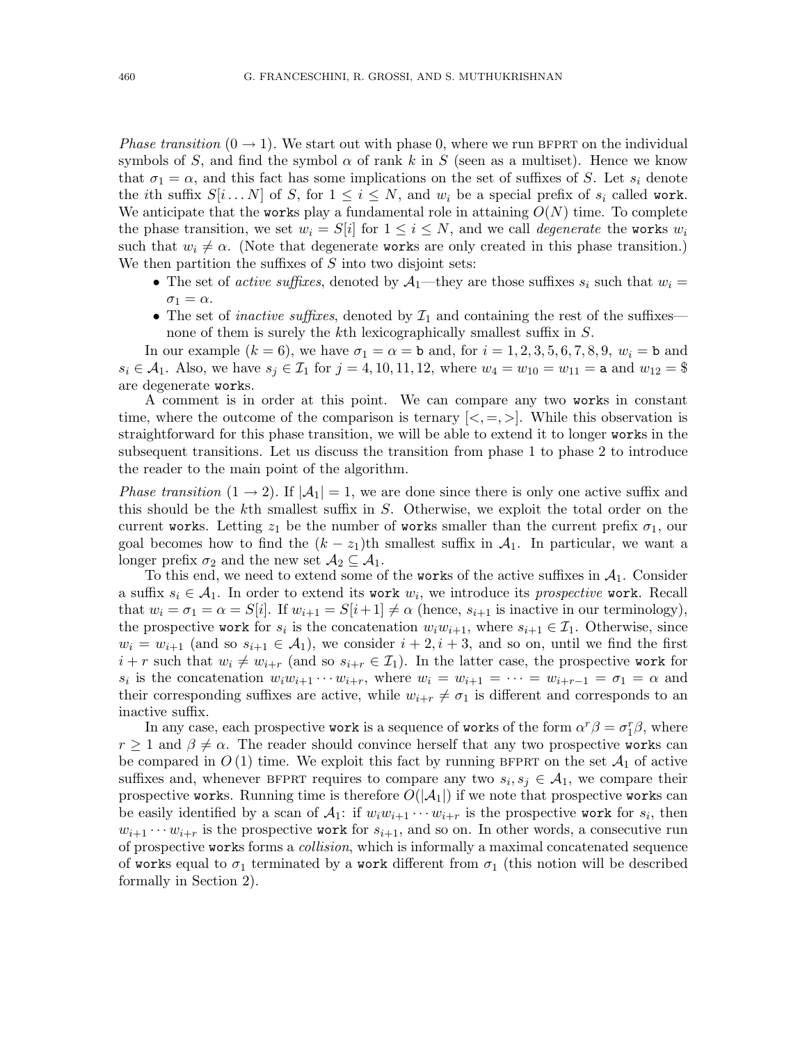*Phase transition* ($0 \to 1$). We start out with phase 0, where we run BFPRT on the individual symbols of $S$, and find the symbol $\alpha$ of rank $k$ in $S$ (seen as a multiset). Hence we know that $\sigma_1 = \alpha$, and this fact has some implications on the set of suffixes of $S$. Let $s_i$ denote the $i$th suffix $S[i \dots N]$ of $S$, for $1 \leq i \leq N$, and $w_i$ be a special prefix of $s_i$ called `work`. We anticipate that the `work`s play a fundamental role in attaining $O(N)$ time. To complete the phase transition, we set $w_i = S[i]$ for $1 \leq i \leq N$, and we call *degenerate* the `works` $w_i$ such that $w_i \neq \alpha$. (Note that degenerate `works` are only created in this phase transition.) We then partition the suffixes of $S$ into two disjoint sets:

- The set of *active suffixes*, denoted by $\mathcal{A}_1$—they are those suffixes $s_i$ such that $w_i = \sigma_1 = \alpha$.
- The set of *inactive suffixes*, denoted by $\mathcal{I}_1$ and containing the rest of the suffixes—none of them is surely the $k$th lexicographically smallest suffix in $S$.

In our example ($k = 6$), we have $\sigma_1 = \alpha = \texttt{b}$ and, for $i = 1, 2, 3, 5, 6, 7, 8, 9$, $w_i = \texttt{b}$ and $s_i \in \mathcal{A}_1$. Also, we have $s_j \in \mathcal{I}_1$ for $j = 4, 10, 11, 12$, where $w_4 = w_{10} = w_{11} = \texttt{a}$ and $w_{12} = \$$ are degenerate `works`.

A comment is in order at this point. We can compare any two `works` in constant time, where the outcome of the comparison is ternary $[<, =, >]$. While this observation is straightforward for this phase transition, we will be able to extend it to longer `works` in the subsequent transitions. Let us discuss the transition from phase 1 to phase 2 to introduce the reader to the main point of the algorithm.

*Phase transition* ($1 \to 2$). If $|\mathcal{A}_1| = 1$, we are done since there is only one active suffix and this should be the $k$th smallest suffix in $S$. Otherwise, we exploit the total order on the current `works`. Letting $z_1$ be the number of `works` smaller than the current prefix $\sigma_1$, our goal becomes how to find the $(k - z_1)$th smallest suffix in $\mathcal{A}_1$. In particular, we want a longer prefix $\sigma_2$ and the new set $\mathcal{A}_2 \subseteq \mathcal{A}_1$.

To this end, we need to extend some of the `works` of the active suffixes in $\mathcal{A}_1$. Consider a suffix $s_i \in \mathcal{A}_1$. In order to extend its `work` $w_i$, we introduce its *prospective* `work`. Recall that $w_i = \sigma_1 = \alpha = S[i]$. If $w_{i+1} = S[i+1] \neq \alpha$ (hence, $s_{i+1}$ is inactive in our terminology), the prospective `work` for $s_i$ is the concatenation $w_i w_{i+1}$, where $s_{i+1} \in \mathcal{I}_1$. Otherwise, since $w_i = w_{i+1}$ (and so $s_{i+1} \in \mathcal{A}_1$), we consider $i + 2, i + 3$, and so on, until we find the first $i + r$ such that $w_i \neq w_{i+r}$ (and so $s_{i+r} \in \mathcal{I}_1$). In the latter case, the prospective `work` for $s_i$ is the concatenation $w_i w_{i+1} \cdots w_{i+r}$, where $w_i = w_{i+1} = \cdots = w_{i+r-1} = \sigma_1 = \alpha$ and their corresponding suffixes are active, while $w_{i+r} \neq \sigma_1$ is different and corresponds to an inactive suffix.

In any case, each prospective `work` is a sequence of `works` of the form $\alpha^r \beta = \sigma_1^r \beta$, where $r \geq 1$ and $\beta \neq \alpha$. The reader should convince herself that any two prospective `works` can be compared in $O(1)$ time. We exploit this fact by running BFPRT on the set $\mathcal{A}_1$ of active suffixes and, whenever BFPRT requires to compare any two $s_i, s_j \in \mathcal{A}_1$, we compare their prospective `works`. Running time is therefore $O(|\mathcal{A}_1|)$ if we note that prospective `works` can be easily identified by a scan of $\mathcal{A}_1$: if $w_i w_{i+1} \cdots w_{i+r}$ is the prospective `work` for $s_i$, then $w_{i+1} \cdots w_{i+r}$ is the prospective `work` for $s_{i+1}$, and so on. In other words, a consecutive run of prospective `works` forms a *collision*, which is informally a maximal concatenated sequence of `works` equal to $\sigma_1$ terminated by a `work` different from $\sigma_1$ (this notion will be described formally in Section 2).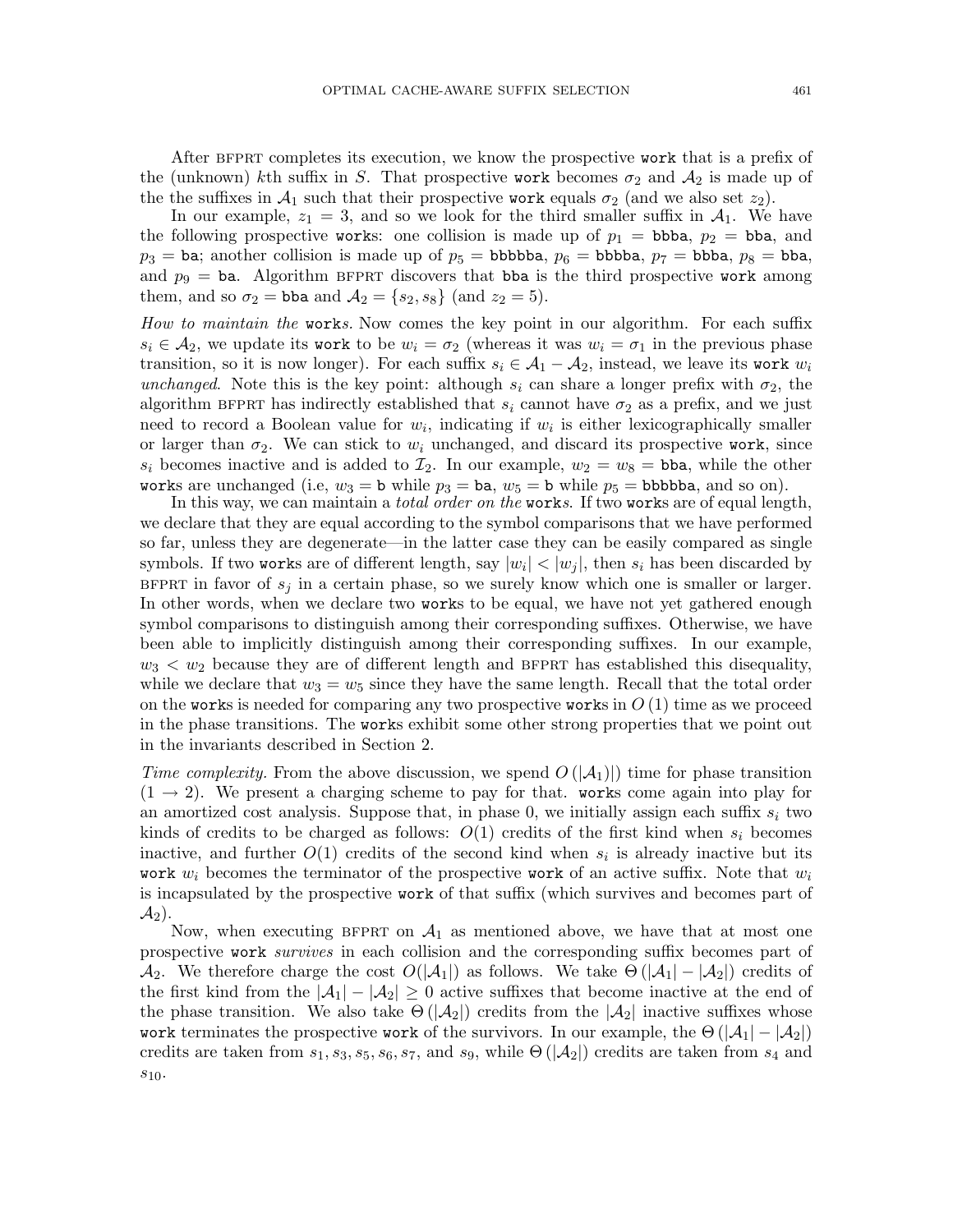After BFPRT completes its execution, we know the prospective `work` that is a prefix of the (unknown) $k$th suffix in $S$. That prospective `work` becomes $\sigma_2$ and $\mathcal{A}_2$ is made up of the the suffixes in $\mathcal{A}_1$ such that their prospective `work` equals $\sigma_2$ (and we also set $z_2$).

In our example, $z_1 = 3$, and so we look for the third smaller suffix in $\mathcal{A}_1$. We have the following prospective `work`s: one collision is made up of $p_1 =$ `bbba`, $p_2 =$ `bba`, and $p_3 =$ `ba`; another collision is made up of $p_5 =$ `bbbbba`, $p_6 =$ `bbbba`, $p_7 =$ `bbba`, $p_8 =$ `bba`, and $p_9 =$ `ba`. Algorithm BFPRT discovers that `bba` is the third prospective `work` among them, and so $\sigma_2 =$ `bba` and $\mathcal{A}_2 = \{s_2, s_8\}$ (and $z_2 = 5$).

*How to maintain the* `work`*s.* Now comes the key point in our algorithm. For each suffix $s_i \in \mathcal{A}_2$, we update its `work` to be $w_i = \sigma_2$ (whereas it was $w_i = \sigma_1$ in the previous phase transition, so it is now longer). For each suffix $s_i \in \mathcal{A}_1 - \mathcal{A}_2$, instead, we leave its `work` $w_i$ *unchanged*. Note this is the key point: although $s_i$ can share a longer prefix with $\sigma_2$, the algorithm BFPRT has indirectly established that $s_i$ cannot have $\sigma_2$ as a prefix, and we just need to record a Boolean value for $w_i$, indicating if $w_i$ is either lexicographically smaller or larger than $\sigma_2$. We can stick to $w_i$ unchanged, and discard its prospective `work`, since $s_i$ becomes inactive and is added to $\mathcal{I}_2$. In our example, $w_2 = w_8 =$ `bba`, while the other `work`s are unchanged (i.e, $w_3 =$ `b` while $p_3 =$ `ba`, $w_5 =$ `b` while $p_5 =$ `bbbbba`, and so on).

In this way, we can maintain a *total order on the* `work`*s*. If two `work`s are of equal length, we declare that they are equal according to the symbol comparisons that we have performed so far, unless they are degenerate—in the latter case they can be easily compared as single symbols. If two `work`s are of different length, say $|w_i| < |w_j|$, then $s_i$ has been discarded by BFPRT in favor of $s_j$ in a certain phase, so we surely know which one is smaller or larger. In other words, when we declare two `work`s to be equal, we have not yet gathered enough symbol comparisons to distinguish among their corresponding suffixes. Otherwise, we have been able to implicitly distinguish among their corresponding suffixes. In our example, $w_3 < w_2$ because they are of different length and BFPRT has established this disequality, while we declare that $w_3 = w_5$ since they have the same length. Recall that the total order on the `work`s is needed for comparing any two prospective `work`s in $O(1)$ time as we proceed in the phase transitions. The `work`s exhibit some other strong properties that we point out in the invariants described in Section 2.

*Time complexity.* From the above discussion, we spend $O(|\mathcal{A}_1)|)$ time for phase transition $(1 \to 2)$. We present a charging scheme to pay for that. `work`s come again into play for an amortized cost analysis. Suppose that, in phase 0, we initially assign each suffix $s_i$ two kinds of credits to be charged as follows: $O(1)$ credits of the first kind when $s_i$ becomes inactive, and further $O(1)$ credits of the second kind when $s_i$ is already inactive but its `work` $w_i$ becomes the terminator of the prospective `work` of an active suffix. Note that $w_i$ is incapsulated by the prospective `work` of that suffix (which survives and becomes part of $\mathcal{A}_2$).

Now, when executing BFPRT on $\mathcal{A}_1$ as mentioned above, we have that at most one prospective `work` *survives* in each collision and the corresponding suffix becomes part of $\mathcal{A}_2$. We therefore charge the cost $O(|\mathcal{A}_1|)$ as follows. We take $\Theta(|\mathcal{A}_1| - |\mathcal{A}_2|)$ credits of the first kind from the $|\mathcal{A}_1| - |\mathcal{A}_2| \geq 0$ active suffixes that become inactive at the end of the phase transition. We also take $\Theta(|\mathcal{A}_2|)$ credits from the $|\mathcal{A}_2|$ inactive suffixes whose `work` terminates the prospective `work` of the survivors. In our example, the $\Theta(|\mathcal{A}_1| - |\mathcal{A}_2|)$ credits are taken from $s_1, s_3, s_5, s_6, s_7$, and $s_9$, while $\Theta(|\mathcal{A}_2|)$ credits are taken from $s_4$ and $s_{10}$.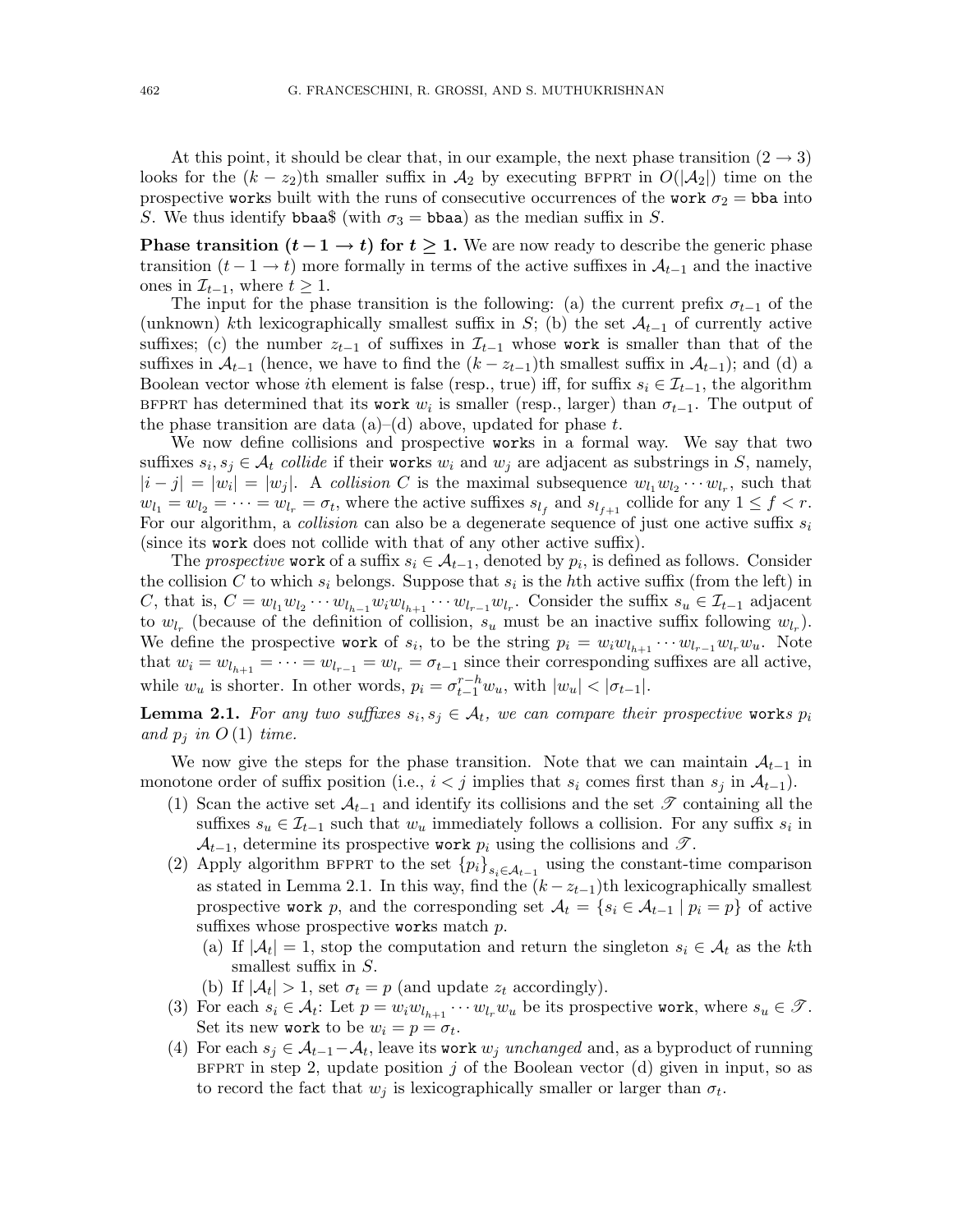At this point, it should be clear that, in our example, the next phase transition $(2 \to 3)$ looks for the $(k - z_2)$th smaller suffix in $\mathcal{A}_2$ by executing BFPRT in $O(|\mathcal{A}_2|)$ time on the prospective `work`s built with the runs of consecutive occurrences of the `work` $\sigma_2 =$ `bba` into $S$. We thus identify `bbaa$` (with $\sigma_3 =$ `bbaa`) as the median suffix in $S$.

**Phase transition $(t-1 \to t)$ for $t \geq 1$.** We are now ready to describe the generic phase transition $(t-1 \to t)$ more formally in terms of the active suffixes in $\mathcal{A}_{t-1}$ and the inactive ones in $\mathcal{I}_{t-1}$, where $t \geq 1$.

The input for the phase transition is the following: (a) the current prefix $\sigma_{t-1}$ of the (unknown) $k$th lexicographically smallest suffix in $S$; (b) the set $\mathcal{A}_{t-1}$ of currently active suffixes; (c) the number $z_{t-1}$ of suffixes in $\mathcal{I}_{t-1}$ whose `work` is smaller than that of the suffixes in $\mathcal{A}_{t-1}$ (hence, we have to find the $(k - z_{t-1})$th smallest suffix in $\mathcal{A}_{t-1}$); and (d) a Boolean vector whose $i$th element is false (resp., true) iff, for suffix $s_i \in \mathcal{I}_{t-1}$, the algorithm BFPRT has determined that its `work` $w_i$ is smaller (resp., larger) than $\sigma_{t-1}$. The output of the phase transition are data (a)–(d) above, updated for phase $t$.

We now define collisions and prospective `work`s in a formal way. We say that two suffixes $s_i, s_j \in \mathcal{A}_t$ *collide* if their `work`s $w_i$ and $w_j$ are adjacent as substrings in $S$, namely, $|i - j| = |w_i| = |w_j|$. A *collision* $C$ is the maximal subsequence $w_{l_1} w_{l_2} \cdots w_{l_r}$, such that $w_{l_1} = w_{l_2} = \cdots = w_{l_r} = \sigma_t$, where the active suffixes $s_{l_f}$ and $s_{l_{f+1}}$ collide for any $1 \leq f < r$. For our algorithm, a *collision* can also be a degenerate sequence of just one active suffix $s_i$ (since its `work` does not collide with that of any other active suffix).

The *prospective* `work` of a suffix $s_i \in \mathcal{A}_{t-1}$, denoted by $p_i$, is defined as follows. Consider the collision $C$ to which $s_i$ belongs. Suppose that $s_i$ is the $h$th active suffix (from the left) in $C$, that is, $C = w_{l_1} w_{l_2} \cdots w_{l_{h-1}} w_i w_{l_{h+1}} \cdots w_{l_{r-1}} w_{l_r}$. Consider the suffix $s_u \in \mathcal{I}_{t-1}$ adjacent to $w_{l_r}$ (because of the definition of collision, $s_u$ must be an inactive suffix following $w_{l_r}$). We define the prospective `work` of $s_i$, to be the string $p_i = w_i w_{l_{h+1}} \cdots w_{l_{r-1}} w_{l_r} w_u$. Note that $w_i = w_{l_{h+1}} = \cdots = w_{l_{r-1}} = w_{l_r} = \sigma_{t-1}$ since their corresponding suffixes are all active, while $w_u$ is shorter. In other words, $p_i = \sigma_{t-1}^{r-h} w_u$, with $|w_u| < |\sigma_{t-1}|$.

**Lemma 2.1.** *For any two suffixes $s_i, s_j \in \mathcal{A}_t$, we can compare their prospective* `work`*s $p_i$ and $p_j$ in $O(1)$ time.*

We now give the steps for the phase transition. Note that we can maintain $\mathcal{A}_{t-1}$ in monotone order of suffix position (i.e., $i < j$ implies that $s_i$ comes first than $s_j$ in $\mathcal{A}_{t-1}$).

1. Scan the active set $\mathcal{A}_{t-1}$ and identify its collisions and the set $\mathscr{T}$ containing all the suffixes $s_u \in \mathcal{I}_{t-1}$ such that $w_u$ immediately follows a collision. For any suffix $s_i$ in $\mathcal{A}_{t-1}$, determine its prospective `work` $p_i$ using the collisions and $\mathscr{T}$.
2. Apply algorithm BFPRT to the set $\{p_i\}_{s_i \in \mathcal{A}_{t-1}}$ using the constant-time comparison as stated in Lemma 2.1. In this way, find the $(k - z_{t-1})$th lexicographically smallest prospective `work` $p$, and the corresponding set $\mathcal{A}_t = \{s_i \in \mathcal{A}_{t-1} \mid p_i = p\}$ of active suffixes whose prospective `work`s match $p$.
   - (a) If $|\mathcal{A}_t| = 1$, stop the computation and return the singleton $s_i \in \mathcal{A}_t$ as the $k$th smallest suffix in $S$.
   - (b) If $|\mathcal{A}_t| > 1$, set $\sigma_t = p$ (and update $z_t$ accordingly).
3. For each $s_i \in \mathcal{A}_t$: Let $p = w_i w_{l_{h+1}} \cdots w_{l_r} w_u$ be its prospective `work`, where $s_u \in \mathscr{T}$. Set its new `work` to be $w_i = p = \sigma_t$.
4. For each $s_j \in \mathcal{A}_{t-1} - \mathcal{A}_t$, leave its `work` $w_j$ *unchanged* and, as a byproduct of running BFPRT in step 2, update position $j$ of the Boolean vector (d) given in input, so as to record the fact that $w_j$ is lexicographically smaller or larger than $\sigma_t$.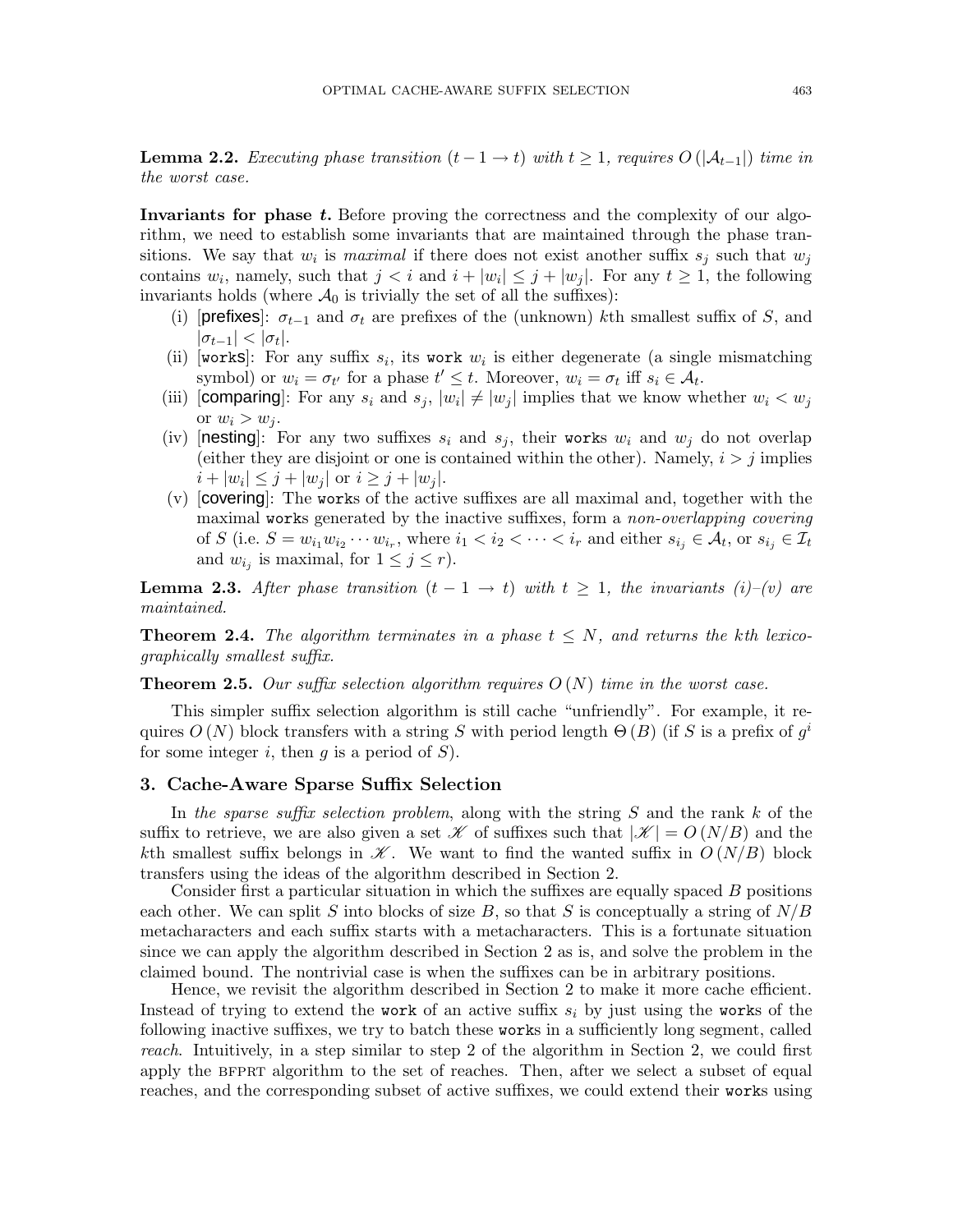**Lemma 2.2.** *Executing phase transition $(t-1 \to t)$ with $t \geq 1$, requires $O(|\mathcal{A}_{t-1}|)$ time in the worst case.*

**Invariants for phase $t$.** Before proving the correctness and the complexity of our algorithm, we need to establish some invariants that are maintained through the phase transitions. We say that $w_i$ is *maximal* if there does not exist another suffix $s_j$ such that $w_j$ contains $w_i$, namely, such that $j < i$ and $i + |w_i| \leq j + |w_j|$. For any $t \geq 1$, the following invariants holds (where $\mathcal{A}_0$ is trivially the set of all the suffixes):

(i) [prefixes]: $\sigma_{t-1}$ and $\sigma_t$ are prefixes of the (unknown) $k$th smallest suffix of $S$, and $|\sigma_{t-1}| < |\sigma_t|$.

(ii) [works]: For any suffix $s_i$, its work $w_i$ is either degenerate (a single mismatching symbol) or $w_i = \sigma_{t'}$ for a phase $t' \leq t$. Moreover, $w_i = \sigma_t$ iff $s_i \in \mathcal{A}_t$.

(iii) [comparing]: For any $s_i$ and $s_j$, $|w_i| \neq |w_j|$ implies that we know whether $w_i < w_j$ or $w_i > w_j$.

(iv) [nesting]: For any two suffixes $s_i$ and $s_j$, their works $w_i$ and $w_j$ do not overlap (either they are disjoint or one is contained within the other). Namely, $i > j$ implies $i + |w_i| \leq j + |w_j|$ or $i \geq j + |w_j|$.

(v) [covering]: The works of the active suffixes are all maximal and, together with the maximal works generated by the inactive suffixes, form a *non-overlapping covering* of $S$ (i.e. $S = w_{i_1} w_{i_2} \cdots w_{i_r}$, where $i_1 < i_2 < \cdots < i_r$ and either $s_{i_j} \in \mathcal{A}_t$, or $s_{i_j} \in \mathcal{I}_t$ and $w_{i_j}$ is maximal, for $1 \leq j \leq r$).

**Lemma 2.3.** *After phase transition $(t-1 \to t)$ with $t \geq 1$, the invariants (i)–(v) are maintained.*

**Theorem 2.4.** *The algorithm terminates in a phase $t \leq N$, and returns the kth lexicographically smallest suffix.*

**Theorem 2.5.** *Our suffix selection algorithm requires $O(N)$ time in the worst case.*

This simpler suffix selection algorithm is still cache "unfriendly". For example, it requires $O(N)$ block transfers with a string $S$ with period length $\Theta(B)$ (if $S$ is a prefix of $g^i$ for some integer $i$, then $g$ is a period of $S$).

## 3. Cache-Aware Sparse Suffix Selection

In *the sparse suffix selection problem*, along with the string $S$ and the rank $k$ of the suffix to retrieve, we are also given a set $\mathscr{K}$ of suffixes such that $|\mathscr{K}| = O(N/B)$ and the $k$th smallest suffix belongs in $\mathscr{K}$. We want to find the wanted suffix in $O(N/B)$ block transfers using the ideas of the algorithm described in Section 2.

Consider first a particular situation in which the suffixes are equally spaced $B$ positions each other. We can split $S$ into blocks of size $B$, so that $S$ is conceptually a string of $N/B$ metacharacters and each suffix starts with a metacharacters. This is a fortunate situation since we can apply the algorithm described in Section 2 as is, and solve the problem in the claimed bound. The nontrivial case is when the suffixes can be in arbitrary positions.

Hence, we revisit the algorithm described in Section 2 to make it more cache efficient. Instead of trying to extend the work of an active suffix $s_i$ by just using the works of the following inactive suffixes, we try to batch these works in a sufficiently long segment, called *reach*. Intuitively, in a step similar to step 2 of the algorithm in Section 2, we could first apply the BFPRT algorithm to the set of reaches. Then, after we select a subset of equal reaches, and the corresponding subset of active suffixes, we could extend their works using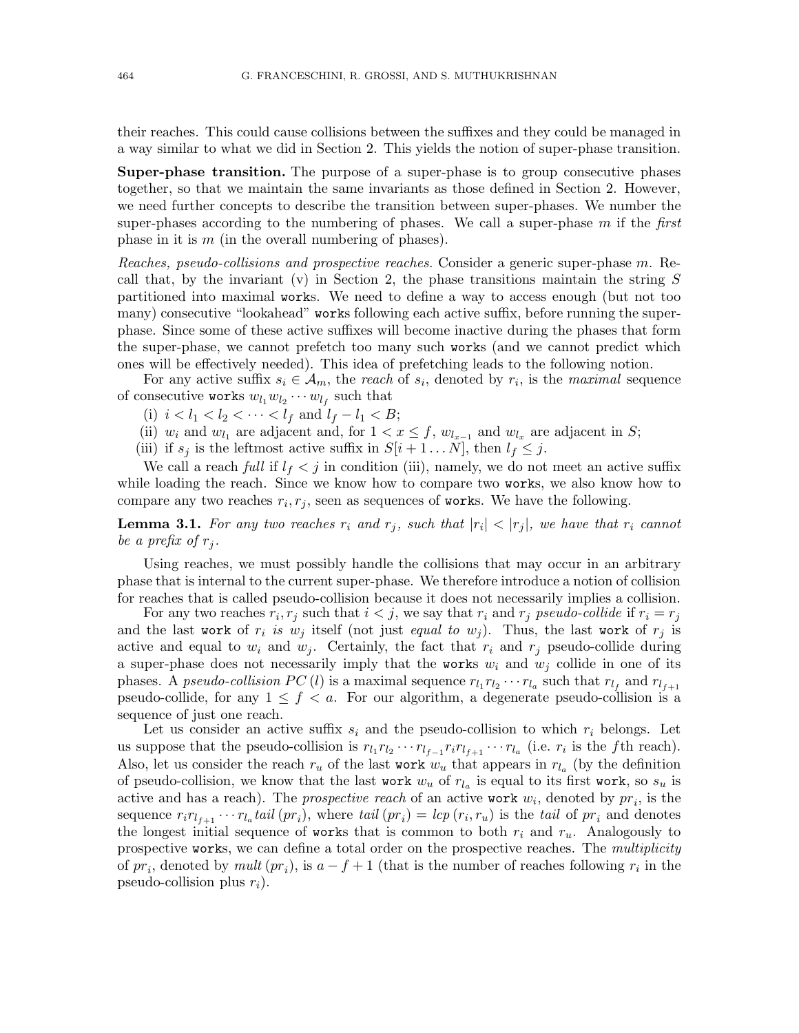their reaches. This could cause collisions between the suffixes and they could be managed in a way similar to what we did in Section 2. This yields the notion of super-phase transition.

**Super-phase transition.** The purpose of a super-phase is to group consecutive phases together, so that we maintain the same invariants as those defined in Section 2. However, we need further concepts to describe the transition between super-phases. We number the super-phases according to the numbering of phases. We call a super-phase $m$ if the *first* phase in it is $m$ (in the overall numbering of phases).

*Reaches, pseudo-collisions and prospective reaches.* Consider a generic super-phase $m$. Recall that, by the invariant (v) in Section 2, the phase transitions maintain the string $S$ partitioned into maximal `work`s. We need to define a way to access enough (but not too many) consecutive "lookahead" `work`s following each active suffix, before running the super-phase. Since some of these active suffixes will become inactive during the phases that form the super-phase, we cannot prefetch too many such `work`s (and we cannot predict which ones will be effectively needed). This idea of prefetching leads to the following notion.

For any active suffix $s_i \in \mathcal{A}_m$, the *reach* of $s_i$, denoted by $r_i$, is the *maximal* sequence of consecutive `work`s $w_{l_1} w_{l_2} \cdots w_{l_f}$ such that

(i) $i < l_1 < l_2 < \cdots < l_f$ and $l_f - l_1 < B$;

(ii) $w_i$ and $w_{l_1}$ are adjacent and, for $1 < x \leq f$, $w_{l_{x-1}}$ and $w_{l_x}$ are adjacent in $S$;

(iii) if $s_j$ is the leftmost active suffix in $S[i+1 \ldots N]$, then $l_f \leq j$.

We call a reach *full* if $l_f < j$ in condition (iii), namely, we do not meet an active suffix while loading the reach. Since we know how to compare two `work`s, we also know how to compare any two reaches $r_i, r_j$, seen as sequences of `work`s. We have the following.

**Lemma 3.1.** *For any two reaches $r_i$ and $r_j$, such that $|r_i| < |r_j|$, we have that $r_i$ cannot be a prefix of $r_j$.*

Using reaches, we must possibly handle the collisions that may occur in an arbitrary phase that is internal to the current super-phase. We therefore introduce a notion of collision for reaches that is called pseudo-collision because it does not necessarily implies a collision.

For any two reaches $r_i, r_j$ such that $i < j$, we say that $r_i$ and $r_j$ *pseudo-collide* if $r_i = r_j$ and the last `work` of $r_i$ *is* $w_j$ itself (not just *equal to* $w_j$). Thus, the last `work` of $r_j$ is active and equal to $w_i$ and $w_j$. Certainly, the fact that $r_i$ and $r_j$ pseudo-collide during a super-phase does not necessarily imply that the `work`s $w_i$ and $w_j$ collide in one of its phases. A *pseudo-collision* $PC(l)$ is a maximal sequence $r_{l_1} r_{l_2} \cdots r_{l_a}$ such that $r_{l_f}$ and $r_{l_{f+1}}$ pseudo-collide, for any $1 \leq f < a$. For our algorithm, a degenerate pseudo-collision is a sequence of just one reach.

Let us consider an active suffix $s_i$ and the pseudo-collision to which $r_i$ belongs. Let us suppose that the pseudo-collision is $r_{l_1} r_{l_2} \cdots r_{l_{f-1}} r_i r_{l_{f+1}} \cdots r_{l_a}$ (i.e. $r_i$ is the $f$th reach). Also, let us consider the reach $r_u$ of the last `work` $w_u$ that appears in $r_{l_a}$ (by the definition of pseudo-collision, we know that the last `work` $w_u$ of $r_{l_a}$ is equal to its first `work`, so $s_u$ is active and has a reach). The *prospective reach* of an active `work` $w_i$, denoted by $pr_i$, is the sequence $r_i r_{l_{f+1}} \cdots r_{l_a} \, tail\,(pr_i)$, where $tail\,(pr_i) = lcp\,(r_i, r_u)$ is the *tail* of $pr_i$ and denotes the longest initial sequence of `work`s that is common to both $r_i$ and $r_u$. Analogously to prospective `work`s, we can define a total order on the prospective reaches. The *multiplicity* of $pr_i$, denoted by $mult\,(pr_i)$, is $a - f + 1$ (that is the number of reaches following $r_i$ in the pseudo-collision plus $r_i$).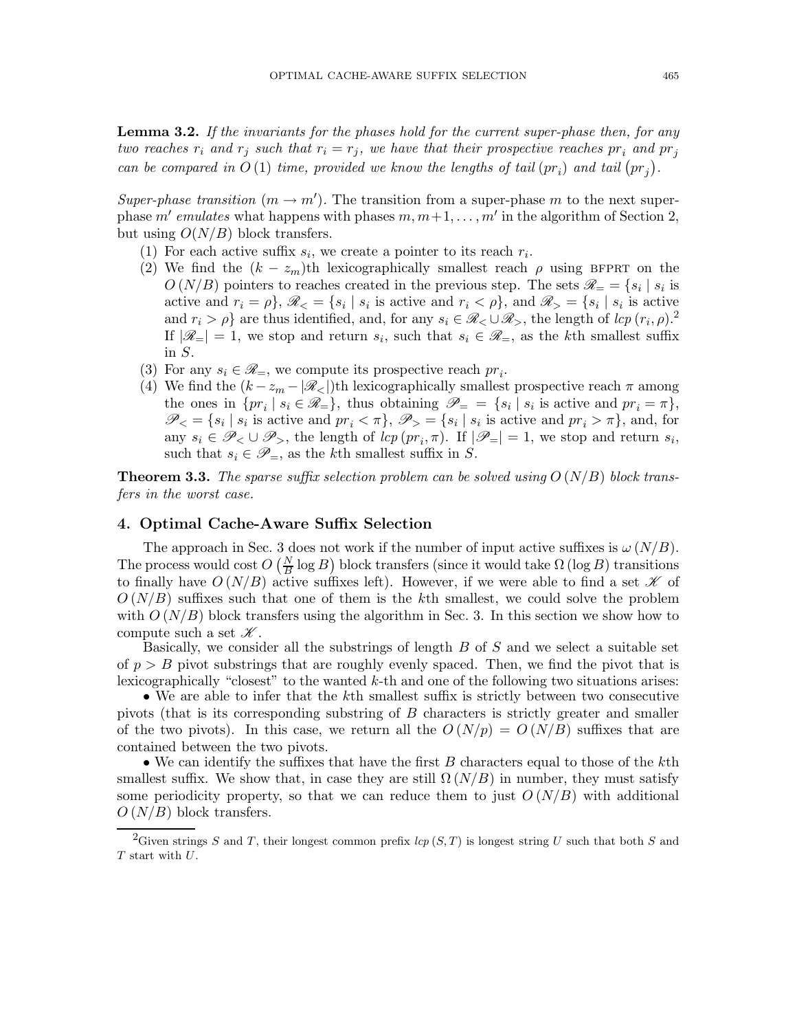**Lemma 3.2.** *If the invariants for the phases hold for the current super-phase then, for any two reaches $r_i$ and $r_j$ such that $r_i = r_j$, we have that their prospective reaches $pr_i$ and $pr_j$ can be compared in $O(1)$ time, provided we know the lengths of $tail(pr_i)$ and $tail(pr_j)$.*

*Super-phase transition* ($m \to m'$). The transition from a super-phase $m$ to the next super-phase $m'$ *emulates* what happens with phases $m, m+1, \ldots, m'$ in the algorithm of Section 2, but using $O(N/B)$ block transfers.

1. For each active suffix $s_i$, we create a pointer to its reach $r_i$.
2. We find the $(k - z_m)$th lexicographically smallest reach $\rho$ using BFPRT on the $O(N/B)$ pointers to reaches created in the previous step. The sets $\mathscr{R}_= = \{s_i \mid s_i$ is active and $r_i = \rho\}$, $\mathscr{R}_< = \{s_i \mid s_i$ is active and $r_i < \rho\}$, and $\mathscr{R}_> = \{s_i \mid s_i$ is active and $r_i > \rho\}$ are thus identified, and, for any $s_i \in \mathscr{R}_< \cup \mathscr{R}_>$, the length of $lcp(r_i, \rho)$.[2] If $|\mathscr{R}_=| = 1$, we stop and return $s_i$, such that $s_i \in \mathscr{R}_=$, as the $k$th smallest suffix in $S$.
3. For any $s_i \in \mathscr{R}_=$, we compute its prospective reach $pr_i$.
4. We find the $(k - z_m - |\mathscr{R}_<|)$th lexicographically smallest prospective reach $\pi$ among the ones in $\{pr_i \mid s_i \in \mathscr{R}_=\}$, thus obtaining $\mathscr{P}_= = \{s_i \mid s_i$ is active and $pr_i = \pi\}$, $\mathscr{P}_< = \{s_i \mid s_i$ is active and $pr_i < \pi\}$, $\mathscr{P}_> = \{s_i \mid s_i$ is active and $pr_i > \pi\}$, and, for any $s_i \in \mathscr{P}_< \cup \mathscr{P}_>$, the length of $lcp(pr_i, \pi)$. If $|\mathscr{P}_=| = 1$, we stop and return $s_i$, such that $s_i \in \mathscr{P}_=$, as the $k$th smallest suffix in $S$.

**Theorem 3.3.** *The sparse suffix selection problem can be solved using $O(N/B)$ block transfers in the worst case.*

## 4. Optimal Cache-Aware Suffix Selection

The approach in Sec. 3 does not work if the number of input active suffixes is $\omega(N/B)$. The process would cost $O\left(\frac{N}{B}\log B\right)$ block transfers (since it would take $\Omega(\log B)$ transitions to finally have $O(N/B)$ active suffixes left). However, if we were able to find a set $\mathscr{K}$ of $O(N/B)$ suffixes such that one of them is the $k$th smallest, we could solve the problem with $O(N/B)$ block transfers using the algorithm in Sec. 3. In this section we show how to compute such a set $\mathscr{K}$.

Basically, we consider all the substrings of length $B$ of $S$ and we select a suitable set of $p > B$ pivot substrings that are roughly evenly spaced. Then, we find the pivot that is lexicographically "closest" to the wanted $k$-th and one of the following two situations arises:

- We are able to infer that the $k$th smallest suffix is strictly between two consecutive pivots (that is its corresponding substring of $B$ characters is strictly greater and smaller of the two pivots). In this case, we return all the $O(N/p) = O(N/B)$ suffixes that are contained between the two pivots.
- We can identify the suffixes that have the first $B$ characters equal to those of the $k$th smallest suffix. We show that, in case they are still $\Omega(N/B)$ in number, they must satisfy some periodicity property, so that we can reduce them to just $O(N/B)$ with additional $O(N/B)$ block transfers.

---

[2] Given strings $S$ and $T$, their longest common prefix $lcp(S, T)$ is longest string $U$ such that both $S$ and $T$ start with $U$.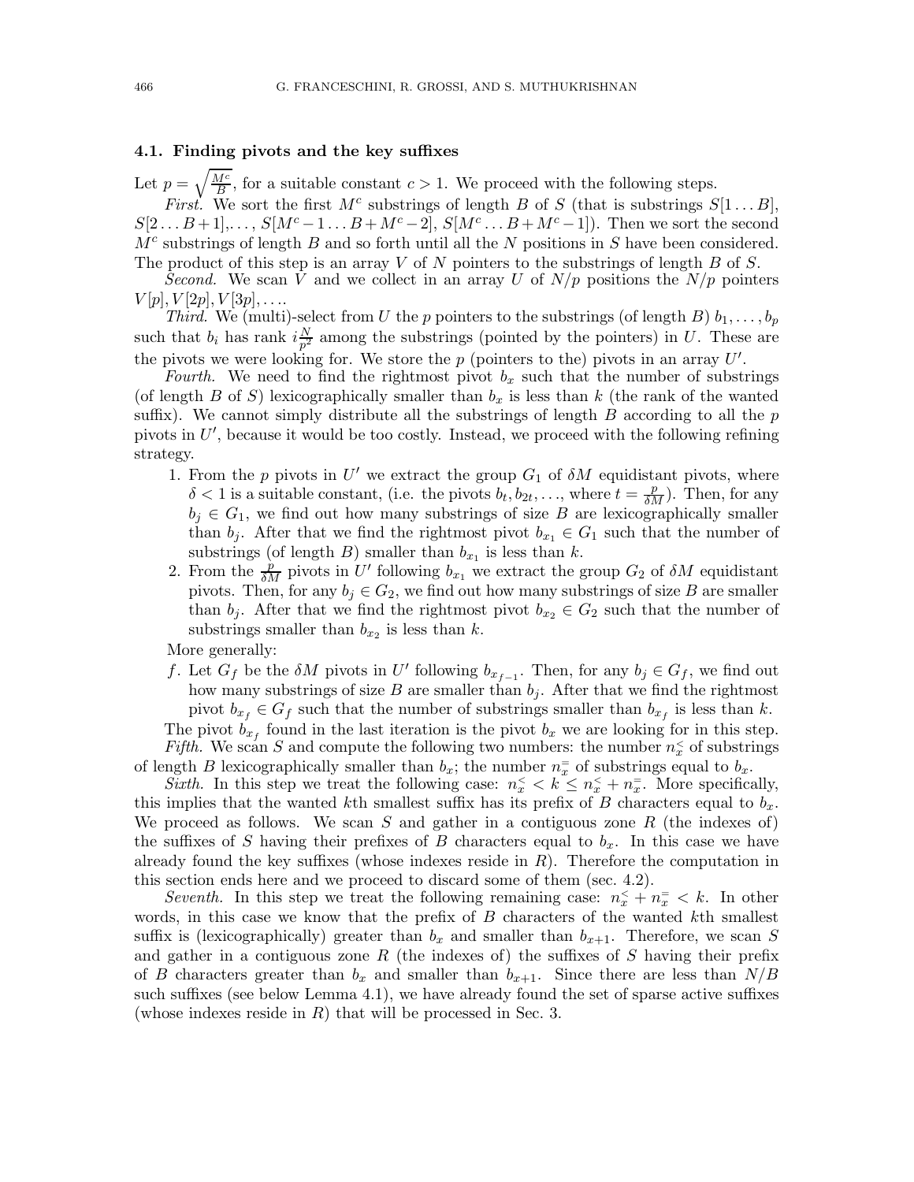### 4.1. Finding pivots and the key suffixes

Let $p = \sqrt{\frac{M^c}{B}}$, for a suitable constant $c > 1$. We proceed with the following steps.

*First.* We sort the first $M^c$ substrings of length $B$ of $S$ (that is substrings $S[1 \ldots B]$, $S[2 \ldots B+1]$,..., $S[M^c - 1 \ldots B + M^c - 2]$, $S[M^c \ldots B + M^c - 1]$). Then we sort the second $M^c$ substrings of length $B$ and so forth until all the $N$ positions in $S$ have been considered. The product of this step is an array $V$ of $N$ pointers to the substrings of length $B$ of $S$.

*Second.* We scan $V$ and we collect in an array $U$ of $N/p$ positions the $N/p$ pointers $V[p], V[2p], V[3p], \ldots$.

*Third.* We (multi)-select from $U$ the $p$ pointers to the substrings (of length $B$) $b_1, \ldots, b_p$ such that $b_i$ has rank $i\frac{N}{p^2}$ among the substrings (pointed by the pointers) in $U$. These are the pivots we were looking for. We store the $p$ (pointers to the) pivots in an array $U'$.

*Fourth.* We need to find the rightmost pivot $b_x$ such that the number of substrings (of length $B$ of $S$) lexicographically smaller than $b_x$ is less than $k$ (the rank of the wanted suffix). We cannot simply distribute all the substrings of length $B$ according to all the $p$ pivots in $U'$, because it would be too costly. Instead, we proceed with the following refining strategy.

1. From the $p$ pivots in $U'$ we extract the group $G_1$ of $\delta M$ equidistant pivots, where $\delta < 1$ is a suitable constant, (i.e. the pivots $b_t, b_{2t}, \ldots$, where $t = \frac{p}{\delta M}$). Then, for any $b_j \in G_1$, we find out how many substrings of size $B$ are lexicographically smaller than $b_j$. After that we find the rightmost pivot $b_{x_1} \in G_1$ such that the number of substrings (of length $B$) smaller than $b_{x_1}$ is less than $k$.
2. From the $\frac{p}{\delta M}$ pivots in $U'$ following $b_{x_1}$ we extract the group $G_2$ of $\delta M$ equidistant pivots. Then, for any $b_j \in G_2$, we find out how many substrings of size $B$ are smaller than $b_j$. After that we find the rightmost pivot $b_{x_2} \in G_2$ such that the number of substrings smaller than $b_{x_2}$ is less than $k$.

More generally:

*f*. Let $G_f$ be the $\delta M$ pivots in $U'$ following $b_{x_{f-1}}$. Then, for any $b_j \in G_f$, we find out how many substrings of size $B$ are smaller than $b_j$. After that we find the rightmost pivot $b_{x_f} \in G_f$ such that the number of substrings smaller than $b_{x_f}$ is less than $k$.

The pivot $b_{x_f}$ found in the last iteration is the pivot $b_x$ we are looking for in this step.

*Fifth.* We scan $S$ and compute the following two numbers: the number $n_x^<$ of substrings of length $B$ lexicographically smaller than $b_x$; the number $n_x^=$ of substrings equal to $b_x$.

*Sixth.* In this step we treat the following case: $n_x^< < k \leq n_x^< + n_x^=$. More specifically, this implies that the wanted $k$th smallest suffix has its prefix of $B$ characters equal to $b_x$. We proceed as follows. We scan $S$ and gather in a contiguous zone $R$ (the indexes of) the suffixes of $S$ having their prefixes of $B$ characters equal to $b_x$. In this case we have already found the key suffixes (whose indexes reside in $R$). Therefore the computation in this section ends here and we proceed to discard some of them (sec. 4.2).

*Seventh.* In this step we treat the following remaining case: $n_x^< + n_x^= < k$. In other words, in this case we know that the prefix of $B$ characters of the wanted $k$th smallest suffix is (lexicographically) greater than $b_x$ and smaller than $b_{x+1}$. Therefore, we scan $S$ and gather in a contiguous zone $R$ (the indexes of) the suffixes of $S$ having their prefix of $B$ characters greater than $b_x$ and smaller than $b_{x+1}$. Since there are less than $N/B$ such suffixes (see below Lemma 4.1), we have already found the set of sparse active suffixes (whose indexes reside in $R$) that will be processed in Sec. 3.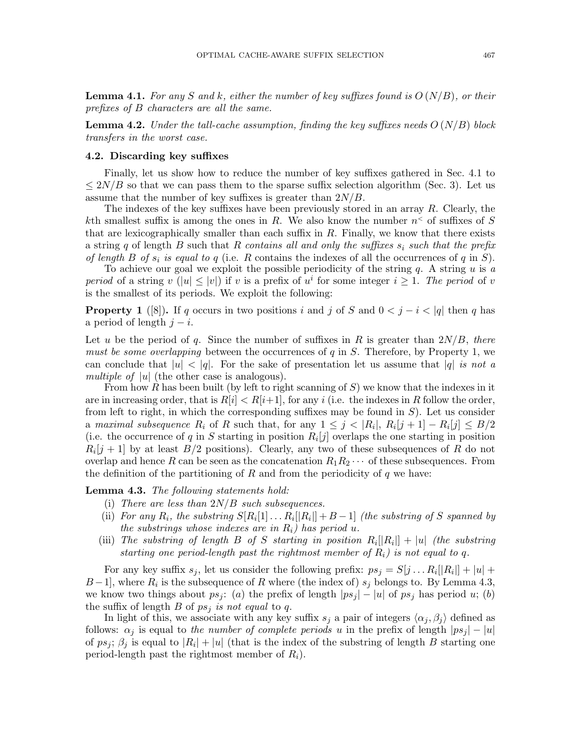**Lemma 4.1.** *For any $S$ and $k$, either the number of key suffixes found is $O(N/B)$, or their prefixes of $B$ characters are all the same.*

**Lemma 4.2.** *Under the tall-cache assumption, finding the key suffixes needs $O(N/B)$ block transfers in the worst case.*

### 4.2. Discarding key suffixes

Finally, let us show how to reduce the number of key suffixes gathered in Sec. 4.1 to $\leq 2N/B$ so that we can pass them to the sparse suffix selection algorithm (Sec. 3). Let us assume that the number of key suffixes is greater than $2N/B$.

The indexes of the key suffixes have been previously stored in an array $R$. Clearly, the $k$th smallest suffix is among the ones in $R$. We also know the number $n^<$ of suffixes of $S$ that are lexicographically smaller than each suffix in $R$. Finally, we know that there exists a string $q$ of length $B$ such that $R$ *contains all and only the suffixes $s_i$ such that the prefix of length $B$ of $s_i$ is equal to $q$* (i.e. $R$ contains the indexes of all the occurrences of $q$ in $S$).

To achieve our goal we exploit the possible periodicity of the string $q$. A string $u$ is *a period* of a string $v$ ($|u| \leq |v|$) if $v$ is a prefix of $u^i$ for some integer $i \geq 1$. *The period* of $v$ is the smallest of its periods. We exploit the following:

**Property 1** ([8])**.** If $q$ occurs in two positions $i$ and $j$ of $S$ and $0 < j - i < |q|$ then $q$ has a period of length $j - i$.

Let $u$ be the period of $q$. Since the number of suffixes in $R$ is greater than $2N/B$, *there must be some overlapping* between the occurrences of $q$ in $S$. Therefore, by Property 1, we can conclude that $|u| < |q|$. For the sake of presentation let us assume that $|q|$ *is not a multiple of* $|u|$ (the other case is analogous).

From how $R$ has been built (by left to right scanning of $S$) we know that the indexes in it are in increasing order, that is $R[i] < R[i+1]$, for any $i$ (i.e. the indexes in $R$ follow the order, from left to right, in which the corresponding suffixes may be found in $S$). Let us consider a *maximal subsequence* $R_i$ of $R$ such that, for any $1 \leq j < |R_i|$, $R_i[j+1] - R_i[j] \leq B/2$ (i.e. the occurrence of $q$ in $S$ starting in position $R_i[j]$ overlaps the one starting in position $R_i[j+1]$ by at least $B/2$ positions). Clearly, any two of these subsequences of $R$ do not overlap and hence $R$ can be seen as the concatenation $R_1 R_2 \cdots$ of these subsequences. From the definition of the partitioning of $R$ and from the periodicity of $q$ we have:

**Lemma 4.3.** *The following statements hold:*

- (i) *There are less than $2N/B$ such subsequences.*
- (ii) *For any $R_i$, the substring $S[R_i[1] \ldots R_i[|R_i|] + B - 1]$ (the substring of $S$ spanned by the substrings whose indexes are in $R_i$) has period $u$.*
- (iii) *The substring of length $B$ of $S$ starting in position $R_i[|R_i|] + |u|$ (the substring starting one period-length past the rightmost member of $R_i$) is not equal to $q$.*

For any key suffix $s_j$, let us consider the following prefix: $ps_j = S[j \ldots R_i[|R_i|] + |u| + B - 1]$, where $R_i$ is the subsequence of $R$ where (the index of) $s_j$ belongs to. By Lemma 4.3, we know two things about $ps_j$: (*a*) the prefix of length $|ps_j| - |u|$ of $ps_j$ has period $u$; (*b*) the suffix of length $B$ of $ps_j$ *is not equal* to $q$.

In light of this, we associate with any key suffix $s_j$ a pair of integers $\langle \alpha_j, \beta_j \rangle$ defined as follows: $\alpha_j$ is equal to *the number of complete periods $u$* in the prefix of length $|ps_j| - |u|$ of $ps_j$; $\beta_j$ is equal to $|R_i| + |u|$ (that is the index of the substring of length $B$ starting one period-length past the rightmost member of $R_i$).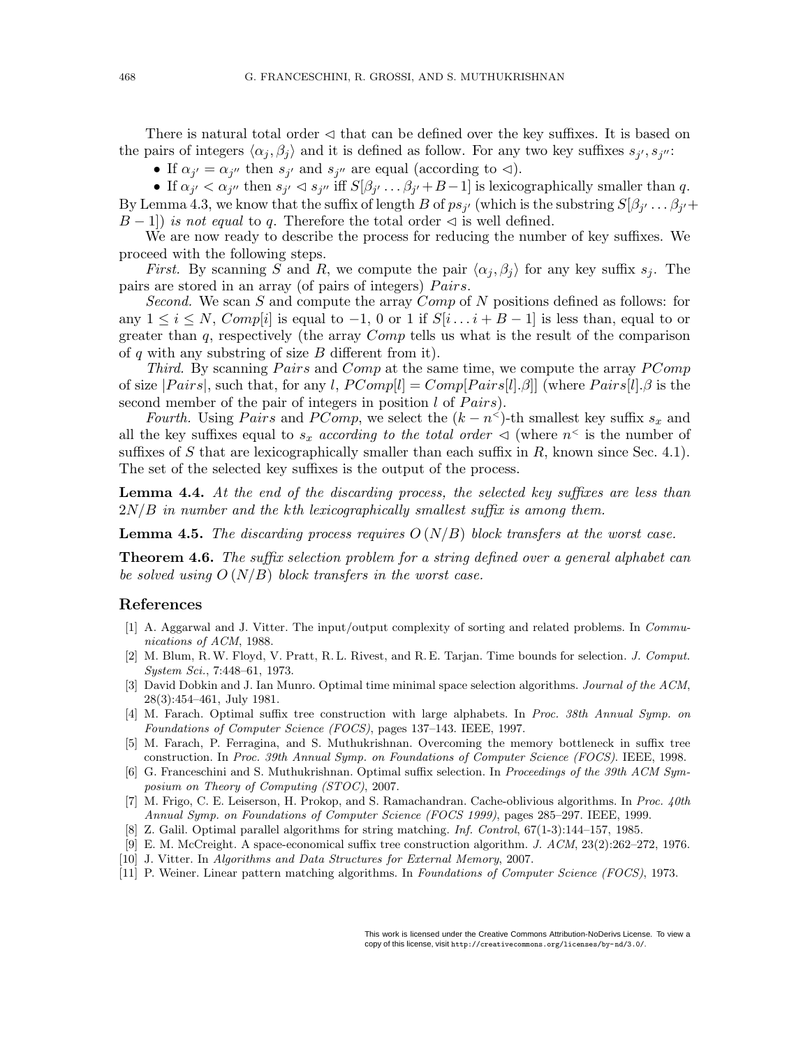There is natural total order $\lhd$ that can be defined over the key suffixes. It is based on the pairs of integers $\langle \alpha_j, \beta_j \rangle$ and it is defined as follow. For any two key suffixes $s_{j'}, s_{j''}$:

- If $\alpha_{j'} = \alpha_{j''}$ then $s_{j'}$ and $s_{j''}$ are equal (according to $\lhd$).
- If $\alpha_{j'} < \alpha_{j''}$ then $s_{j'} \lhd s_{j''}$ iff $S[\beta_{j'} \ldots \beta_{j'} + B - 1]$ is lexicographically smaller than $q$.

By Lemma 4.3, we know that the suffix of length $B$ of $ps_{j'}$ (which is the substring $S[\beta_{j'} \ldots \beta_{j'} + B - 1]$) *is not equal* to $q$. Therefore the total order $\lhd$ is well defined.

We are now ready to describe the process for reducing the number of key suffixes. We proceed with the following steps.

*First.* By scanning $S$ and $R$, we compute the pair $\langle \alpha_j, \beta_j \rangle$ for any key suffix $s_j$. The pairs are stored in an array (of pairs of integers) $Pairs$.

*Second.* We scan $S$ and compute the array $Comp$ of $N$ positions defined as follows: for any $1 \leq i \leq N$, $Comp[i]$ is equal to $-1$, 0 or 1 if $S[i \ldots i + B - 1]$ is less than, equal to or greater than $q$, respectively (the array $Comp$ tells us what is the result of the comparison of $q$ with any substring of size $B$ different from it).

*Third.* By scanning $Pairs$ and $Comp$ at the same time, we compute the array $PComp$ of size $|Pairs|$, such that, for any $l$, $PComp[l] = Comp[Pairs[l].\beta]$ (where $Pairs[l].\beta$ is the second member of the pair of integers in position $l$ of $Pairs$).

*Fourth.* Using $Pairs$ and $PComp$, we select the $(k - n^{<})$-th smallest key suffix $s_x$ and all the key suffixes equal to $s_x$ *according to the total order* $\lhd$ (where $n^{<}$ is the number of suffixes of $S$ that are lexicographically smaller than each suffix in $R$, known since Sec. 4.1). The set of the selected key suffixes is the output of the process.

**Lemma 4.4.** *At the end of the discarding process, the selected key suffixes are less than $2N/B$ in number and the kth lexicographically smallest suffix is among them.*

**Lemma 4.5.** *The discarding process requires $O(N/B)$ block transfers at the worst case.*

**Theorem 4.6.** *The suffix selection problem for a string defined over a general alphabet can be solved using $O(N/B)$ block transfers in the worst case.*

## References

[1] A. Aggarwal and J. Vitter. The input/output complexity of sorting and related problems. In *Communications of ACM*, 1988.

[2] M. Blum, R. W. Floyd, V. Pratt, R. L. Rivest, and R. E. Tarjan. Time bounds for selection. *J. Comput. System Sci.*, 7:448–61, 1973.

[3] David Dobkin and J. Ian Munro. Optimal time minimal space selection algorithms. *Journal of the ACM*, 28(3):454–461, July 1981.

[4] M. Farach. Optimal suffix tree construction with large alphabets. In *Proc. 38th Annual Symp. on Foundations of Computer Science (FOCS)*, pages 137–143. IEEE, 1997.

[5] M. Farach, P. Ferragina, and S. Muthukrishnan. Overcoming the memory bottleneck in suffix tree construction. In *Proc. 39th Annual Symp. on Foundations of Computer Science (FOCS)*. IEEE, 1998.

[6] G. Franceschini and S. Muthukrishnan. Optimal suffix selection. In *Proceedings of the 39th ACM Symposium on Theory of Computing (STOC)*, 2007.

[7] M. Frigo, C. E. Leiserson, H. Prokop, and S. Ramachandran. Cache-oblivious algorithms. In *Proc. 40th Annual Symp. on Foundations of Computer Science (FOCS 1999)*, pages 285–297. IEEE, 1999.

[8] Z. Galil. Optimal parallel algorithms for string matching. *Inf. Control*, 67(1-3):144–157, 1985.

[9] E. M. McCreight. A space-economical suffix tree construction algorithm. *J. ACM*, 23(2):262–272, 1976.

[10] J. Vitter. In *Algorithms and Data Structures for External Memory*, 2007.

[11] P. Weiner. Linear pattern matching algorithms. In *Foundations of Computer Science (FOCS)*, 1973.

This work is licensed under the Creative Commons Attribution-NoDerivs License. To view a copy of this license, visit http://creativecommons.org/licenses/by-nd/3.0/.